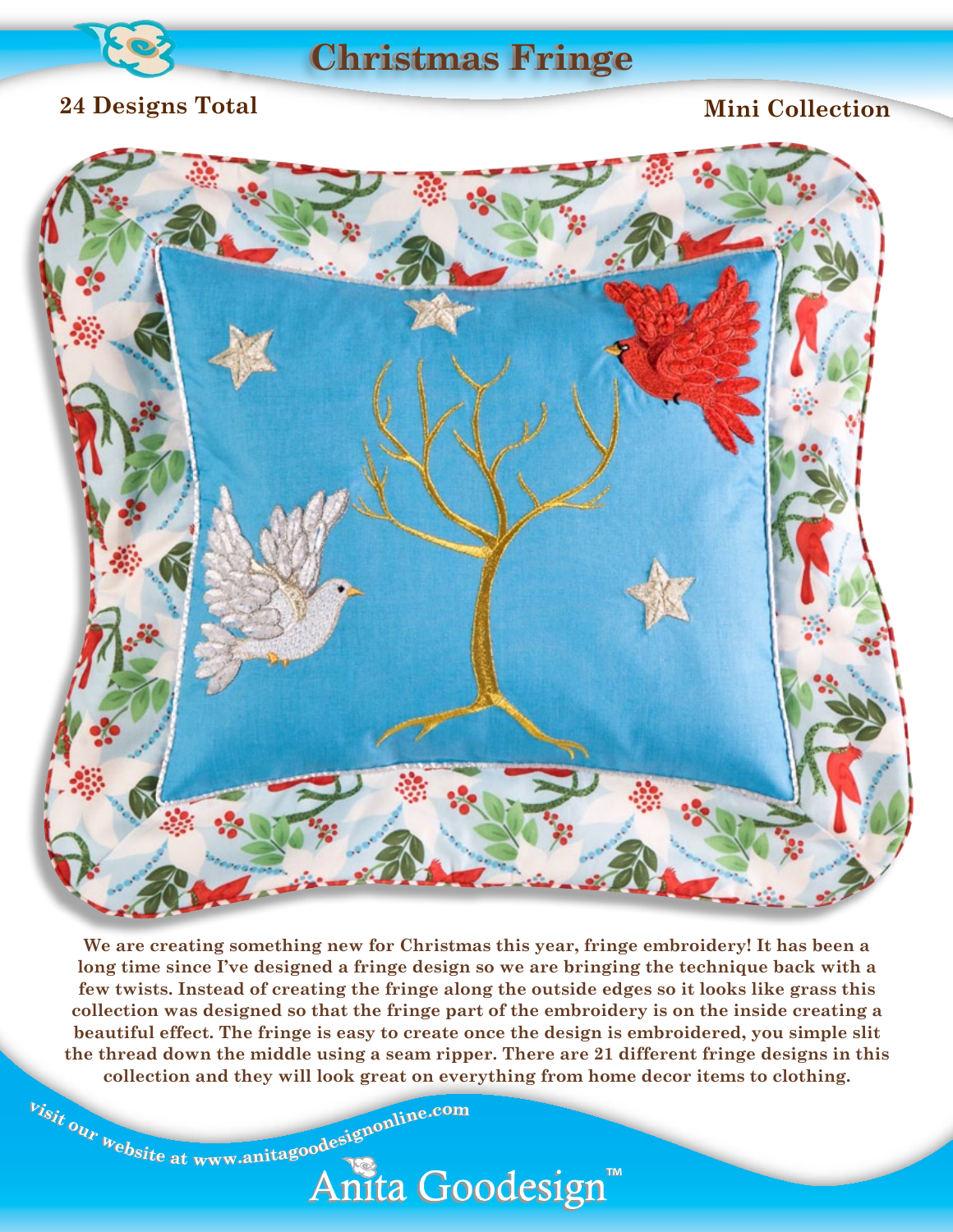# Christmas Fringe

**24 Designs Total**

**Mini Collection**

**We are creating something new for Christmas this year, fringe embroidery! It has been a long time since I've designed a fringe design so we are bringing the technique back with a few twists. Instead of creating the fringe along the outside edges so it looks like grass this collection was designed so that the fringe part of the embroidery is on the inside creating a beautiful effect. The fringe is easy to create once the design is embroidered, you simple slit the thread down the middle using a seam ripper. There are 21 different fringe designs in this collection and they will look great on everything from home decor items to clothing.**

visit our website at www.anitagoodesignonline.com

Anita Goodesign™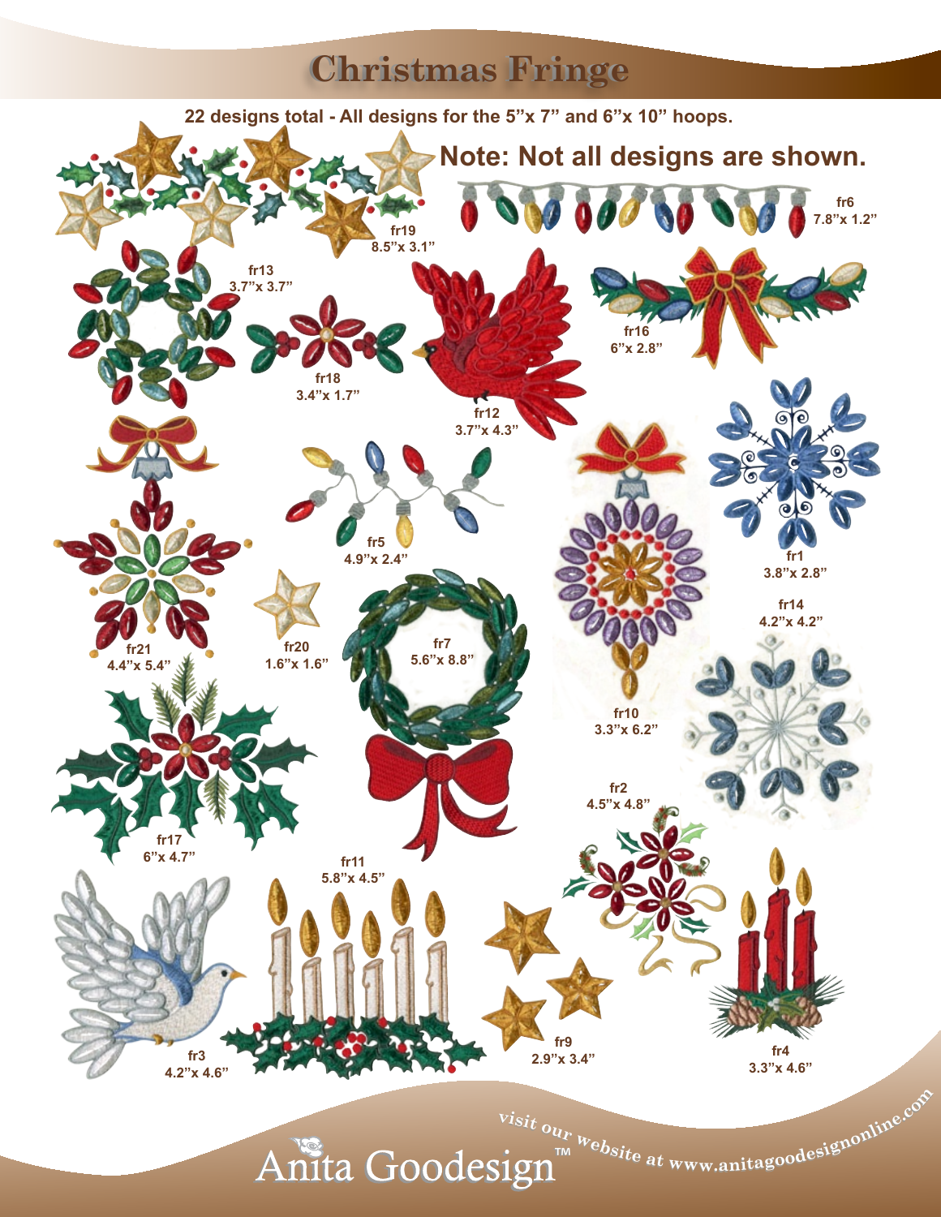# Christmas Fringe

**22 designs total - All designs for the 5"x 7" and 6"x 10" hoops.**

**Note: Not all designs are shown.**

fr19
8.5"x 3.1"

fr6
7.8"x 1.2"

fr13
3.7"x 3.7"

fr18
3.4"x 1.7"

fr12
3.7"x 4.3"

fr16
6"x 2.8"

fr5
4.9"x 2.4"

fr1
3.8"x 2.8"

fr21
4.4"x 5.4"

fr20
1.6"x 1.6"

fr7
5.6"x 8.8"

fr14
4.2"x 4.2"

fr10
3.3"x 6.2"

fr2
4.5"x 4.8"

fr17
6"x 4.7"

fr11
5.8"x 4.5"

fr3
4.2"x 4.6"

fr9
2.9"x 3.4"

fr4
3.3"x 4.6"

Anita Goodesign™

visit our website at www.anitagoodesignonline.com